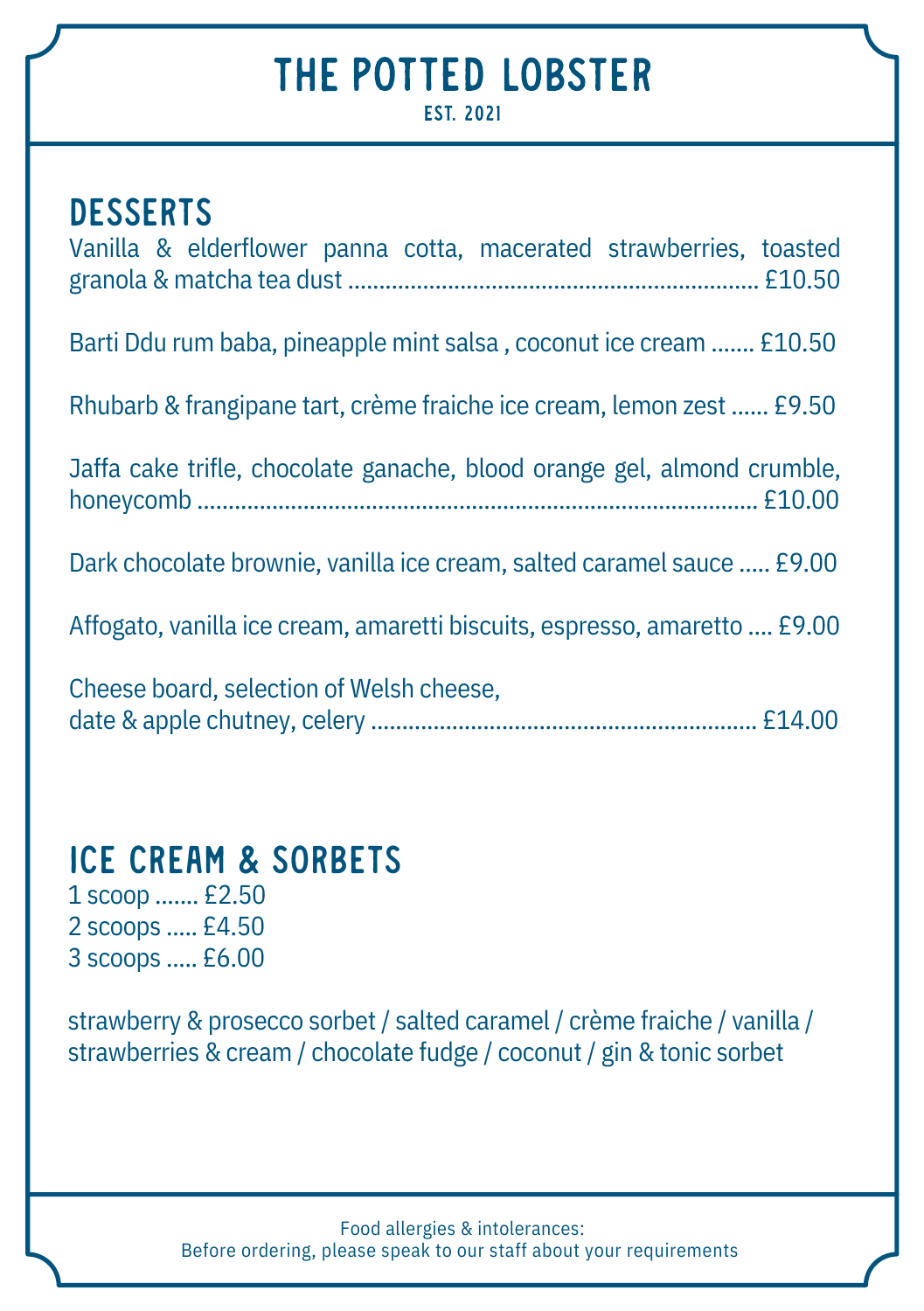# THE POTTED LOBSTER

EST. 2021

## DESSERTS

Vanilla & elderflower panna cotta, macerated strawberries, toasted granola & matcha tea dust .................................................................. £10.50

Barti Ddu rum baba, pineapple mint salsa , coconut ice cream ....... £10.50

Rhubarb & frangipane tart, crème fraiche ice cream, lemon zest ...... £9.50

Jaffa cake trifle, chocolate ganache, blood orange gel, almond crumble, honeycomb ........................................................................................ £10.00

Dark chocolate brownie, vanilla ice cream, salted caramel sauce ..... £9.00

Affogato, vanilla ice cream, amaretti biscuits, espresso, amaretto .... £9.00

Cheese board, selection of Welsh cheese,
date & apple chutney, celery ............................................................ £14.00

## ICE CREAM & SORBETS

1 scoop ....... £2.50
2 scoops ..... £4.50
3 scoops ..... £6.00

strawberry & prosecco sorbet / salted caramel / crème fraiche / vanilla / strawberries & cream / chocolate fudge / coconut / gin & tonic sorbet

Food allergies & intolerances:
Before ordering, please speak to our staff about your requirements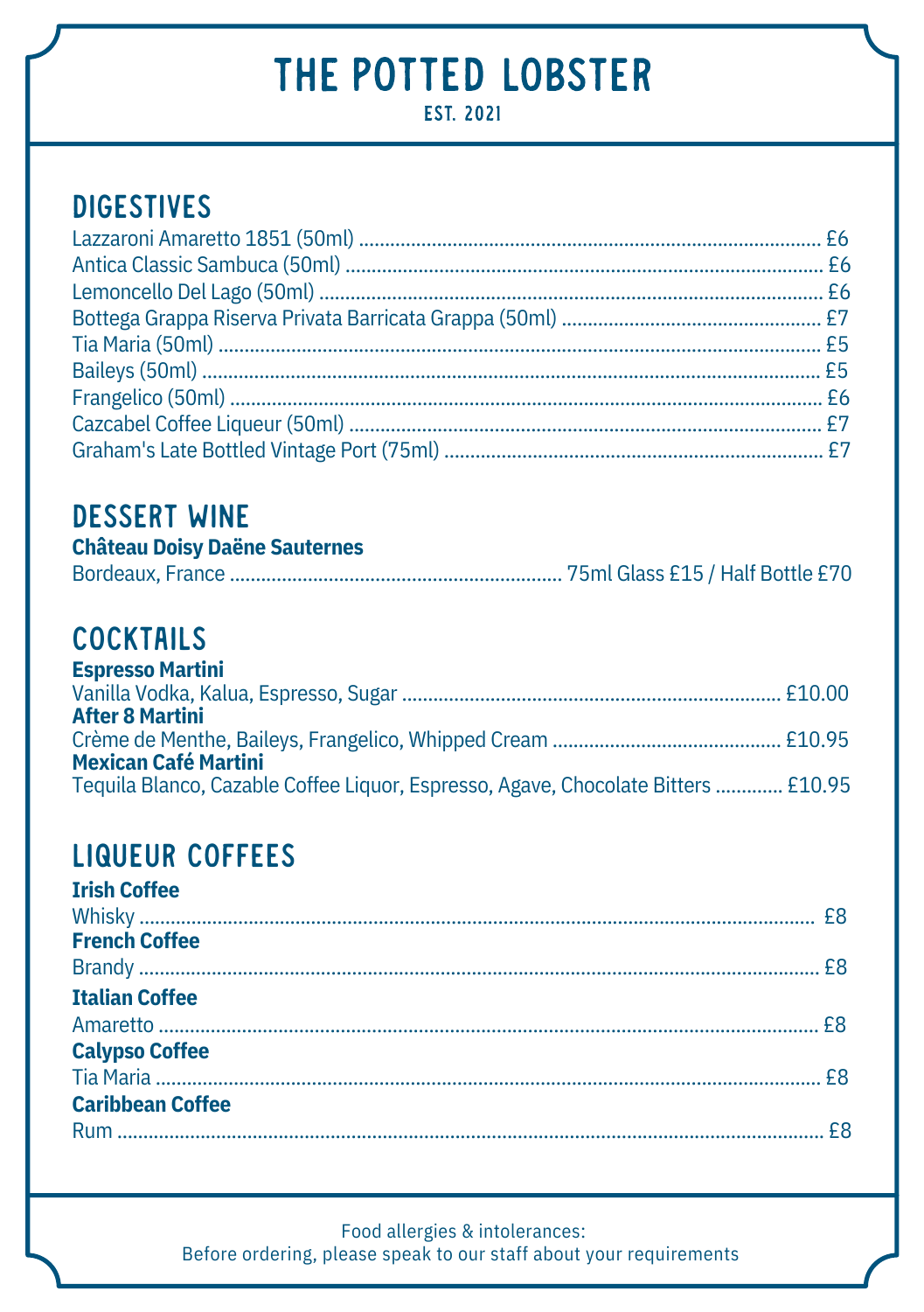# THE POTTED LOBSTER

EST. 2021

## DIGESTIVES

Lazzaroni Amaretto 1851 (50ml) .......... £6
Antica Classic Sambuca (50ml) .......... £6
Lemoncello Del Lago (50ml) .......... £6
Bottega Grappa Riserva Privata Barricata Grappa (50ml) .......... £7
Tia Maria (50ml) .......... £5
Baileys (50ml) .......... £5
Frangelico (50ml) .......... £6
Cazcabel Coffee Liqueur (50ml) .......... £7
Graham's Late Bottled Vintage Port (75ml) .......... £7

## DESSERT WINE

**Château Doisy Daëne Sauternes**
Bordeaux, France .......... 75ml Glass £15 / Half Bottle £70

## COCKTAILS

**Espresso Martini**
Vanilla Vodka, Kalua, Espresso, Sugar .......... £10.00
**After 8 Martini**
Crème de Menthe, Baileys, Frangelico, Whipped Cream .......... £10.95
**Mexican Café Martini**
Tequila Blanco, Cazable Coffee Liquor, Espresso, Agave, Chocolate Bitters .......... £10.95

## LIQUEUR COFFEES

**Irish Coffee**
Whisky .......... £8
**French Coffee**
Brandy .......... £8
**Italian Coffee**
Amaretto .......... £8
**Calypso Coffee**
Tia Maria .......... £8
**Caribbean Coffee**
Rum .......... £8

Food allergies & intolerances:
Before ordering, please speak to our staff about your requirements